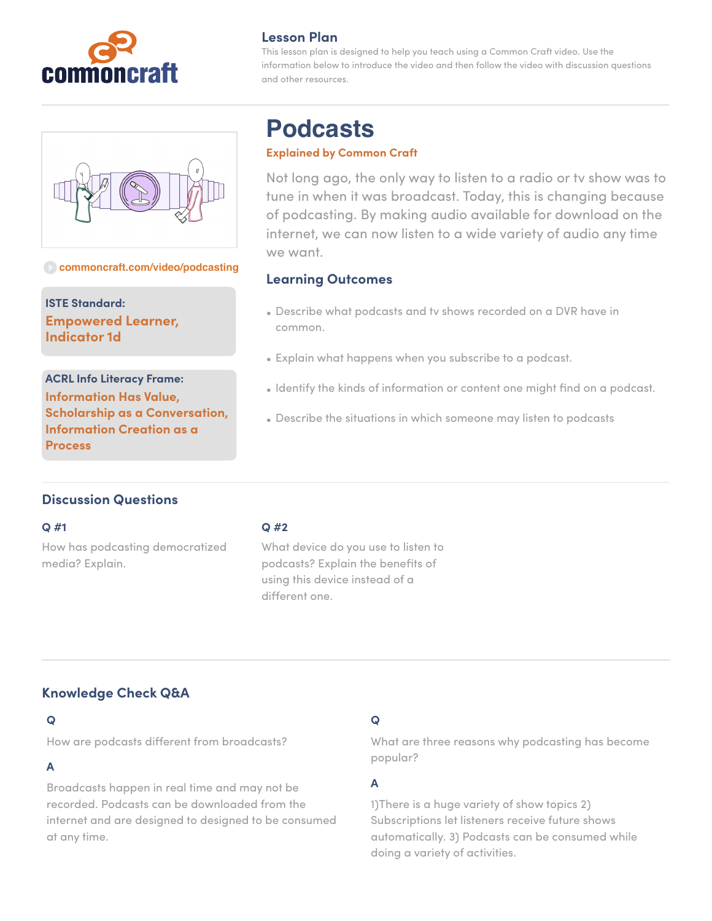commoncraft

## Lesson Plan

This lesson plan is designed to help you teach using a Common Craft video. Use the information below to introduce the video and then follow the video with discussion questions and other resources.

commoncraft.com/video/podcasting

**ISTE Standard:**
**Empowered Learner, Indicator 1d**

**ACRL Info Literacy Frame:**
**Information Has Value, Scholarship as a Conversation, Information Creation as a Process**

# Podcasts

**Explained by Common Craft**

Not long ago, the only way to listen to a radio or tv show was to tune in when it was broadcast. Today, this is changing because of podcasting. By making audio available for download on the internet, we can now listen to a wide variety of audio any time we want.

### Learning Outcomes

- Describe what podcasts and tv shows recorded on a DVR have in common.
- Explain what happens when you subscribe to a podcast.
- Identify the kinds of information or content one might find on a podcast.
- Describe the situations in which someone may listen to podcasts

## Discussion Questions

**Q #1**

How has podcasting democratized media? Explain.

**Q #2**

What device do you use to listen to podcasts? Explain the benefits of using this device instead of a different one.

## Knowledge Check Q&A

**Q**

How are podcasts different from broadcasts?

**A**

Broadcasts happen in real time and may not be recorded. Podcasts can be downloaded from the internet and are designed to designed to be consumed at any time.

**Q**

What are three reasons why podcasting has become popular?

**A**

1)There is a huge variety of show topics 2) Subscriptions let listeners receive future shows automatically. 3) Podcasts can be consumed while doing a variety of activities.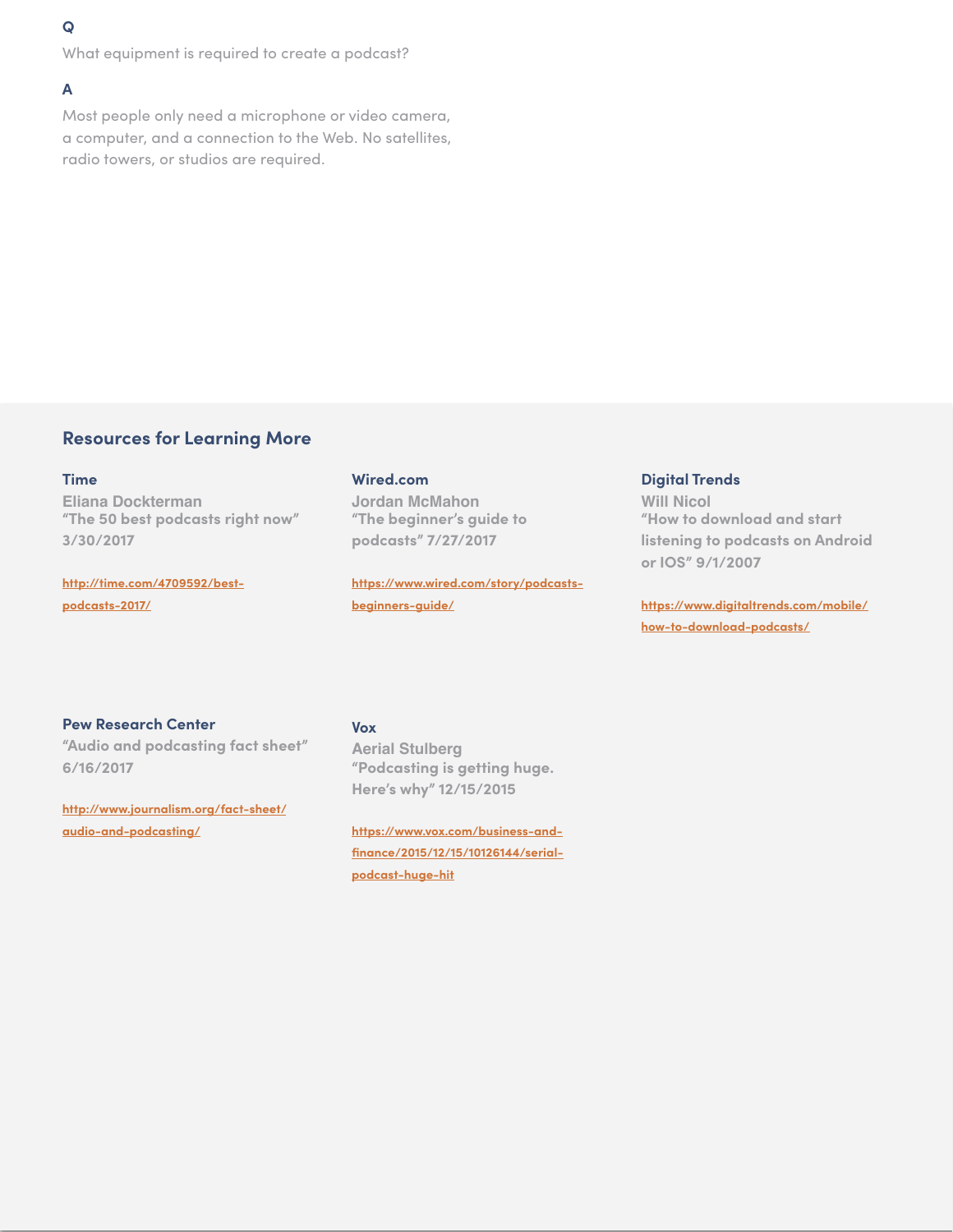**Q**

What equipment is required to create a podcast?

**A**

Most people only need a microphone or video camera, a computer, and a connection to the Web. No satellites, radio towers, or studios are required.

## Resources for Learning More

**Time**
Eliana Dockterman
"The 50 best podcasts right now" 3/30/2017

http://time.com/4709592/best-podcasts-2017/

**Wired.com**
Jordan McMahon
"The beginner's guide to podcasts" 7/27/2017

https://www.wired.com/story/podcasts-beginners-guide/

**Digital Trends**
Will Nicol
"How to download and start listening to podcasts on Android or IOS" 9/1/2007

https://www.digitaltrends.com/mobile/how-to-download-podcasts/

**Pew Research Center**
"Audio and podcasting fact sheet" 6/16/2017

http://www.journalism.org/fact-sheet/audio-and-podcasting/

**Vox**
Aerial Stulberg
"Podcasting is getting huge. Here's why" 12/15/2015

https://www.vox.com/business-and-finance/2015/12/15/10126144/serial-podcast-huge-hit